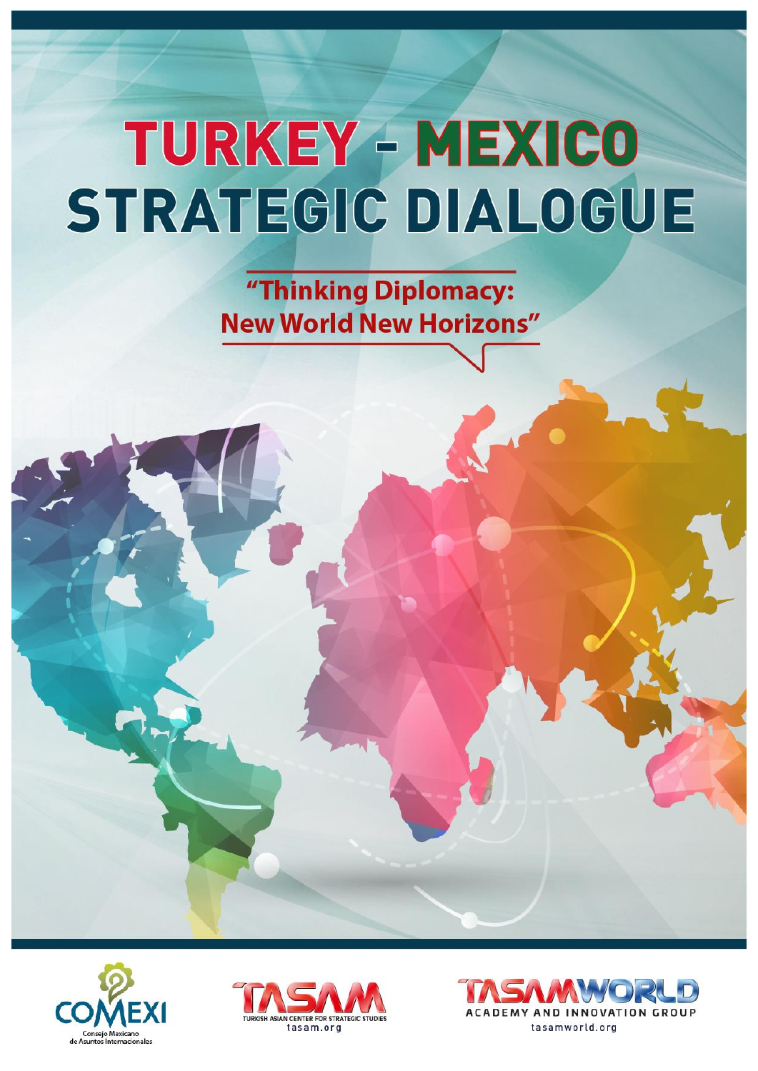# TURKEY - MEXICO STRATEGIC DIALOGUE

## "Thinking Diplomacy: New World New Horizons"

COMEXI
Consejo Mexicano de Asuntos Internacionales

TASAM
TURKISH ASIAN CENTER FOR STRATEGIC STUDIES
tasam.org

TASAMWORLD
ACADEMY AND INNOVATION GROUP
tasamworld.org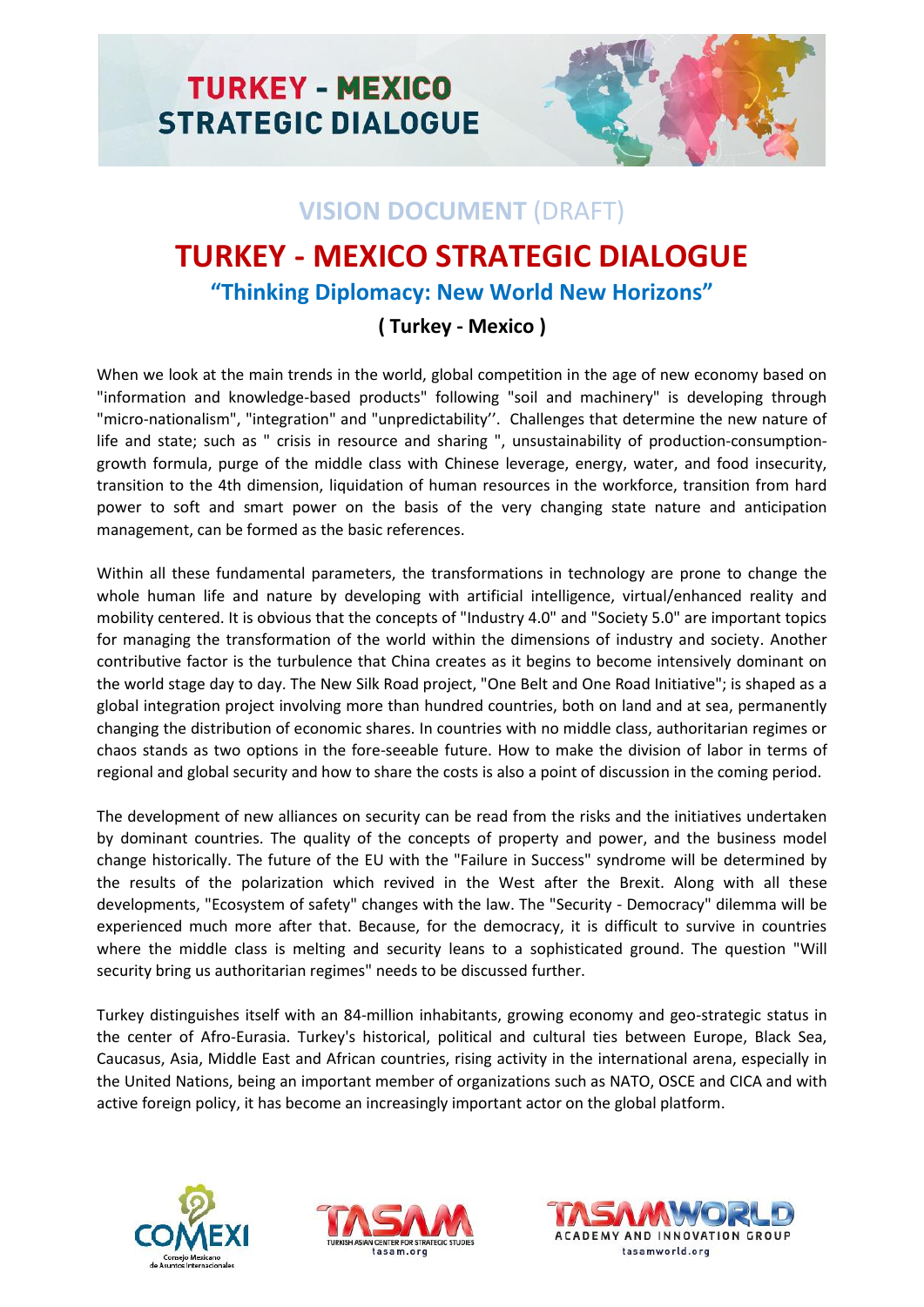## VISION DOCUMENT (DRAFT)

# TURKEY - MEXICO STRATEGIC DIALOGUE

### "Thinking Diplomacy: New World New Horizons"

**( Turkey - Mexico )**

When we look at the main trends in the world, global competition in the age of new economy based on "information and knowledge-based products" following "soil and machinery" is developing through "micro-nationalism", "integration" and "unpredictability''. Challenges that determine the new nature of life and state; such as " crisis in resource and sharing ", unsustainability of production-consumption-growth formula, purge of the middle class with Chinese leverage, energy, water, and food insecurity, transition to the 4th dimension, liquidation of human resources in the workforce, transition from hard power to soft and smart power on the basis of the very changing state nature and anticipation management, can be formed as the basic references.

Within all these fundamental parameters, the transformations in technology are prone to change the whole human life and nature by developing with artificial intelligence, virtual/enhanced reality and mobility centered. It is obvious that the concepts of "Industry 4.0" and "Society 5.0" are important topics for managing the transformation of the world within the dimensions of industry and society. Another contributive factor is the turbulence that China creates as it begins to become intensively dominant on the world stage day to day. The New Silk Road project, "One Belt and One Road Initiative"; is shaped as a global integration project involving more than hundred countries, both on land and at sea, permanently changing the distribution of economic shares. In countries with no middle class, authoritarian regimes or chaos stands as two options in the fore-seeable future. How to make the division of labor in terms of regional and global security and how to share the costs is also a point of discussion in the coming period.

The development of new alliances on security can be read from the risks and the initiatives undertaken by dominant countries. The quality of the concepts of property and power, and the business model change historically. The future of the EU with the "Failure in Success" syndrome will be determined by the results of the polarization which revived in the West after the Brexit. Along with all these developments, "Ecosystem of safety" changes with the law. The "Security - Democracy" dilemma will be experienced much more after that. Because, for the democracy, it is difficult to survive in countries where the middle class is melting and security leans to a sophisticated ground. The question "Will security bring us authoritarian regimes" needs to be discussed further.

Turkey distinguishes itself with an 84-million inhabitants, growing economy and geo-strategic status in the center of Afro-Eurasia. Turkey's historical, political and cultural ties between Europe, Black Sea, Caucasus, Asia, Middle East and African countries, rising activity in the international arena, especially in the United Nations, being an important member of organizations such as NATO, OSCE and CICA and with active foreign policy, it has become an increasingly important actor on the global platform.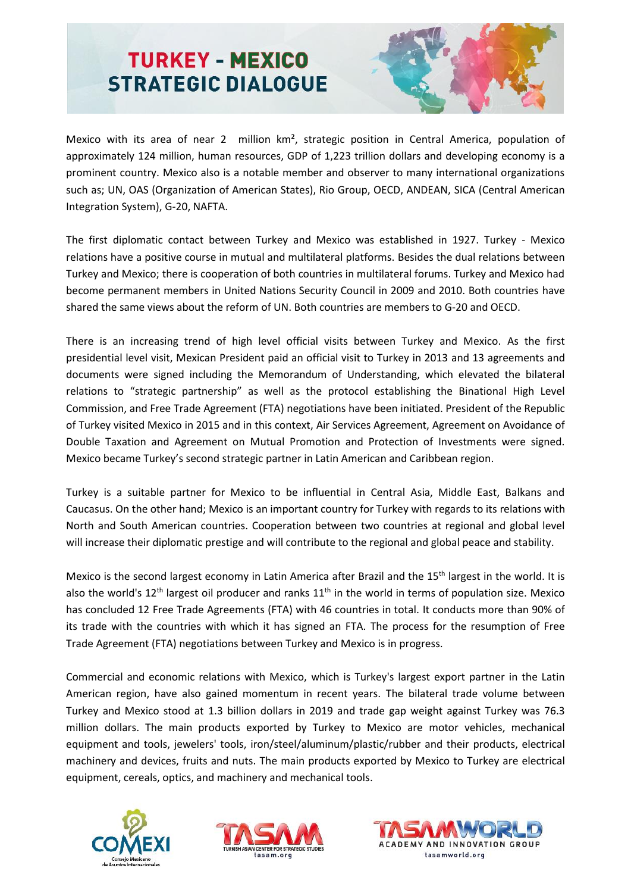# TURKEY - MEXICO STRATEGIC DIALOGUE

Mexico with its area of near 2 million km², strategic position in Central America, population of approximately 124 million, human resources, GDP of 1,223 trillion dollars and developing economy is a prominent country. Mexico also is a notable member and observer to many international organizations such as; UN, OAS (Organization of American States), Rio Group, OECD, ANDEAN, SICA (Central American Integration System), G-20, NAFTA.

The first diplomatic contact between Turkey and Mexico was established in 1927. Turkey - Mexico relations have a positive course in mutual and multilateral platforms. Besides the dual relations between Turkey and Mexico; there is cooperation of both countries in multilateral forums. Turkey and Mexico had become permanent members in United Nations Security Council in 2009 and 2010. Both countries have shared the same views about the reform of UN. Both countries are members to G-20 and OECD.

There is an increasing trend of high level official visits between Turkey and Mexico. As the first presidential level visit, Mexican President paid an official visit to Turkey in 2013 and 13 agreements and documents were signed including the Memorandum of Understanding, which elevated the bilateral relations to "strategic partnership" as well as the protocol establishing the Binational High Level Commission, and Free Trade Agreement (FTA) negotiations have been initiated. President of the Republic of Turkey visited Mexico in 2015 and in this context, Air Services Agreement, Agreement on Avoidance of Double Taxation and Agreement on Mutual Promotion and Protection of Investments were signed. Mexico became Turkey's second strategic partner in Latin American and Caribbean region.

Turkey is a suitable partner for Mexico to be influential in Central Asia, Middle East, Balkans and Caucasus. On the other hand; Mexico is an important country for Turkey with regards to its relations with North and South American countries. Cooperation between two countries at regional and global level will increase their diplomatic prestige and will contribute to the regional and global peace and stability.

Mexico is the second largest economy in Latin America after Brazil and the 15th largest in the world. It is also the world's 12th largest oil producer and ranks 11th in the world in terms of population size. Mexico has concluded 12 Free Trade Agreements (FTA) with 46 countries in total. It conducts more than 90% of its trade with the countries with which it has signed an FTA. The process for the resumption of Free Trade Agreement (FTA) negotiations between Turkey and Mexico is in progress.

Commercial and economic relations with Mexico, which is Turkey's largest export partner in the Latin American region, have also gained momentum in recent years. The bilateral trade volume between Turkey and Mexico stood at 1.3 billion dollars in 2019 and trade gap weight against Turkey was 76.3 million dollars. The main products exported by Turkey to Mexico are motor vehicles, mechanical equipment and tools, jewelers' tools, iron/steel/aluminum/plastic/rubber and their products, electrical machinery and devices, fruits and nuts. The main products exported by Mexico to Turkey are electrical equipment, cereals, optics, and machinery and mechanical tools.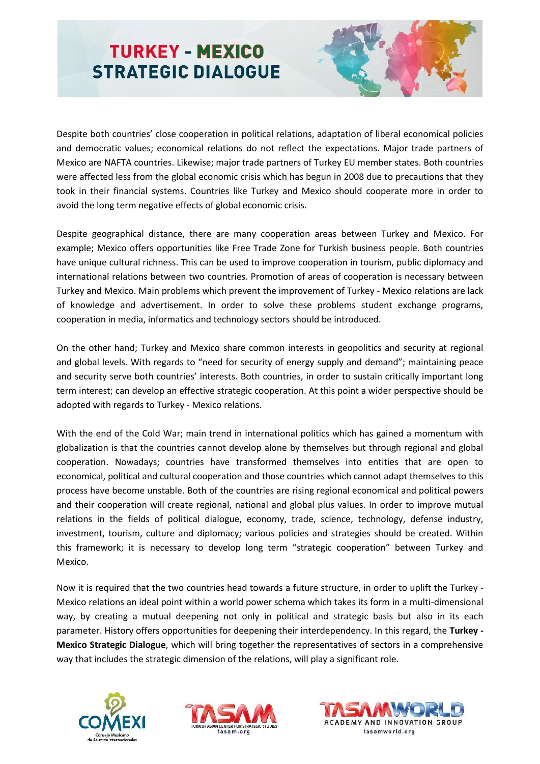Despite both countries' close cooperation in political relations, adaptation of liberal economical policies and democratic values; economical relations do not reflect the expectations. Major trade partners of Mexico are NAFTA countries. Likewise; major trade partners of Turkey EU member states. Both countries were affected less from the global economic crisis which has begun in 2008 due to precautions that they took in their financial systems. Countries like Turkey and Mexico should cooperate more in order to avoid the long term negative effects of global economic crisis.

Despite geographical distance, there are many cooperation areas between Turkey and Mexico. For example; Mexico offers opportunities like Free Trade Zone for Turkish business people. Both countries have unique cultural richness. This can be used to improve cooperation in tourism, public diplomacy and international relations between two countries. Promotion of areas of cooperation is necessary between Turkey and Mexico. Main problems which prevent the improvement of Turkey - Mexico relations are lack of knowledge and advertisement. In order to solve these problems student exchange programs, cooperation in media, informatics and technology sectors should be introduced.

On the other hand; Turkey and Mexico share common interests in geopolitics and security at regional and global levels. With regards to "need for security of energy supply and demand"; maintaining peace and security serve both countries' interests. Both countries, in order to sustain critically important long term interest; can develop an effective strategic cooperation. At this point a wider perspective should be adopted with regards to Turkey - Mexico relations.

With the end of the Cold War; main trend in international politics which has gained a momentum with globalization is that the countries cannot develop alone by themselves but through regional and global cooperation. Nowadays; countries have transformed themselves into entities that are open to economical, political and cultural cooperation and those countries which cannot adapt themselves to this process have become unstable. Both of the countries are rising regional economical and political powers and their cooperation will create regional, national and global plus values. In order to improve mutual relations in the fields of political dialogue, economy, trade, science, technology, defense industry, investment, tourism, culture and diplomacy; various policies and strategies should be created. Within this framework; it is necessary to develop long term "strategic cooperation" between Turkey and Mexico.

Now it is required that the two countries head towards a future structure, in order to uplift the Turkey - Mexico relations an ideal point within a world power schema which takes its form in a multi-dimensional way, by creating a mutual deepening not only in political and strategic basis but also in its each parameter. History offers opportunities for deepening their interdependency. In this regard, the **Turkey - Mexico Strategic Dialogue**, which will bring together the representatives of sectors in a comprehensive way that includes the strategic dimension of the relations, will play a significant role.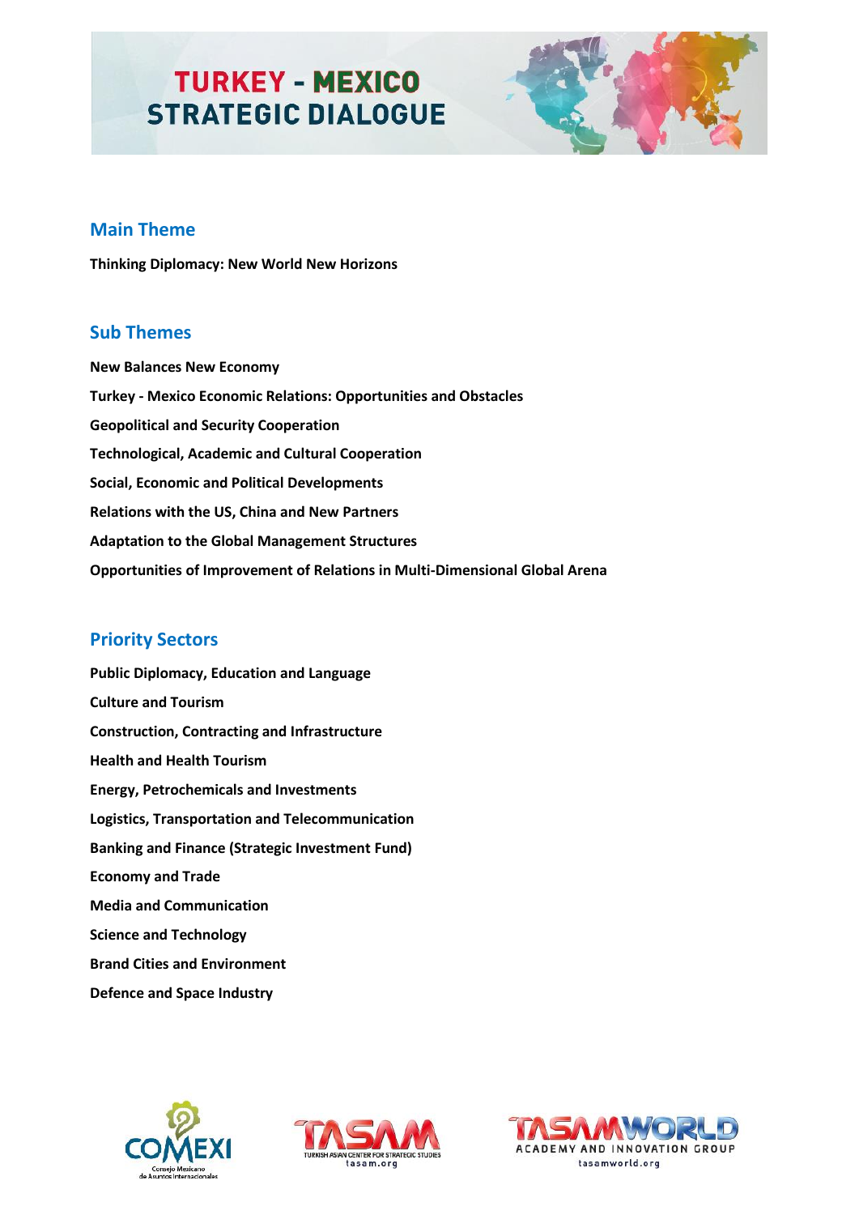# TURKEY - MEXICO STRATEGIC DIALOGUE

## Main Theme

**Thinking Diplomacy: New World New Horizons**

## Sub Themes

**New Balances New Economy**

**Turkey - Mexico Economic Relations: Opportunities and Obstacles**

**Geopolitical and Security Cooperation**

**Technological, Academic and Cultural Cooperation**

**Social, Economic and Political Developments**

**Relations with the US, China and New Partners**

**Adaptation to the Global Management Structures**

**Opportunities of Improvement of Relations in Multi-Dimensional Global Arena**

## Priority Sectors

**Public Diplomacy, Education and Language**

**Culture and Tourism**

**Construction, Contracting and Infrastructure**

**Health and Health Tourism**

**Energy, Petrochemicals and Investments**

**Logistics, Transportation and Telecommunication**

**Banking and Finance (Strategic Investment Fund)**

**Economy and Trade**

**Media and Communication**

**Science and Technology**

**Brand Cities and Environment**

**Defence and Space Industry**

COMEXI Consejo Mexicano de Asuntos Internacionales

TASAM Turkish Asian Center for Strategic Studies tasam.org

TASAMWORLD Academy and Innovation Group tasamworld.org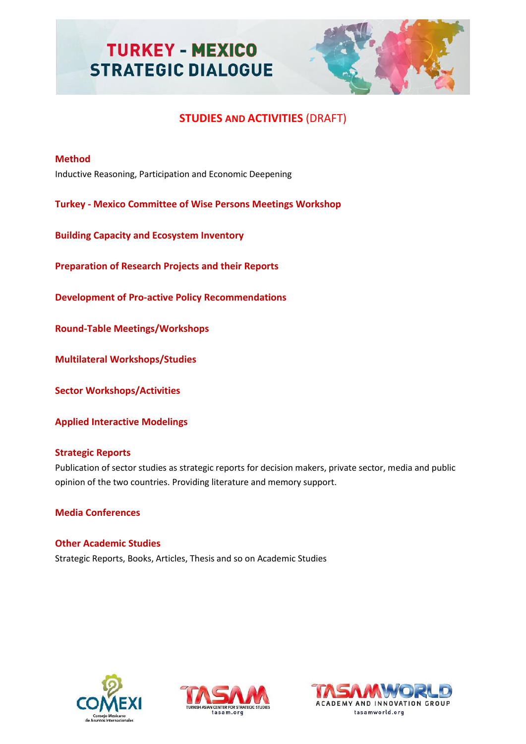# TURKEY - MEXICO STRATEGIC DIALOGUE

## STUDIES AND ACTIVITIES (DRAFT)

### Method

Inductive Reasoning, Participation and Economic Deepening

### Turkey - Mexico Committee of Wise Persons Meetings Workshop

### Building Capacity and Ecosystem Inventory

### Preparation of Research Projects and their Reports

### Development of Pro-active Policy Recommendations

### Round-Table Meetings/Workshops

### Multilateral Workshops/Studies

### Sector Workshops/Activities

### Applied Interactive Modelings

### Strategic Reports

Publication of sector studies as strategic reports for decision makers, private sector, media and public opinion of the two countries. Providing literature and memory support.

### Media Conferences

### Other Academic Studies

Strategic Reports, Books, Articles, Thesis and so on Academic Studies

COMEXI
Consejo Mexicano de Asuntos Internacionales

TASAM
TURKISH ASIAN CENTER FOR STRATEGIC STUDIES
tasam.org

TASAMWORLD
ACADEMY AND INNOVATION GROUP
tasamworld.org